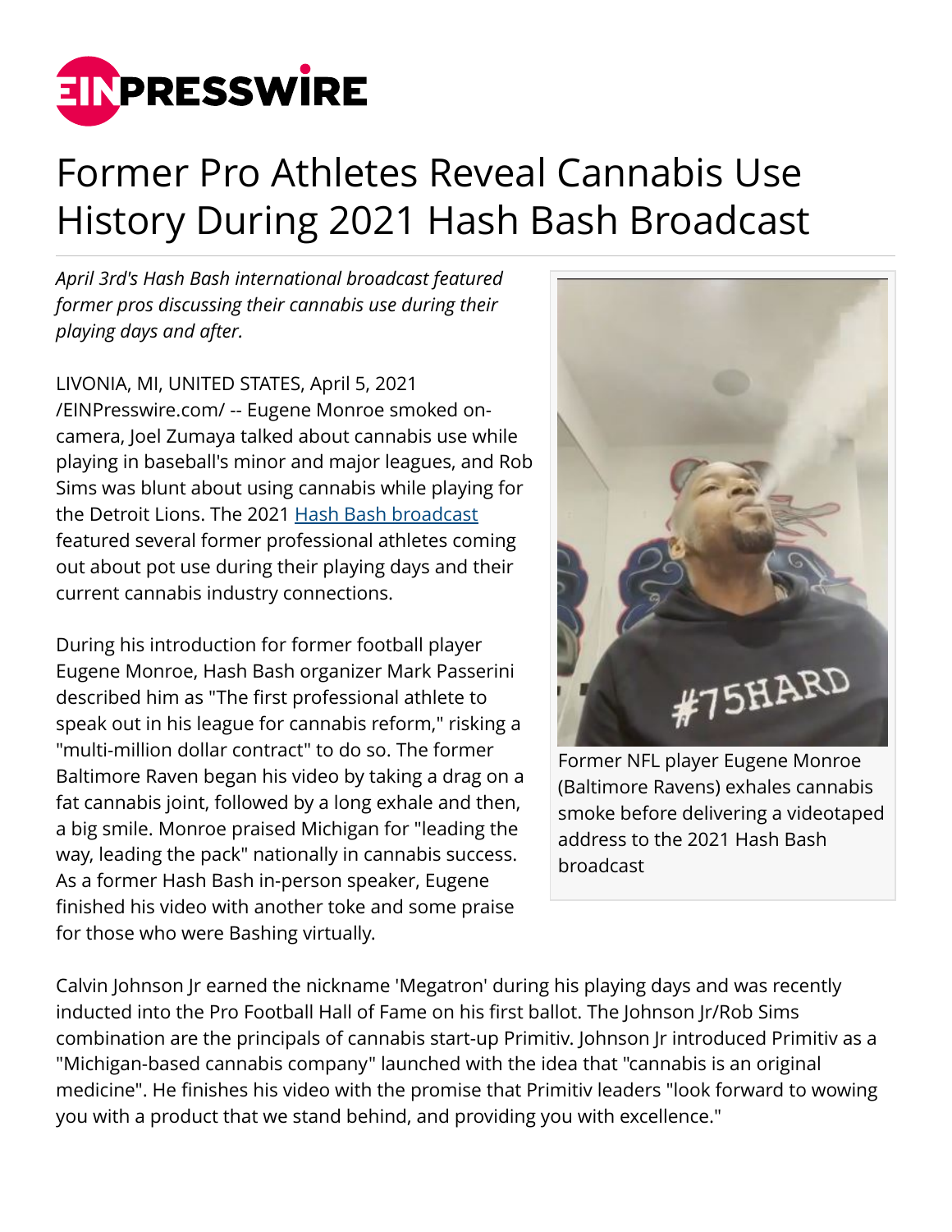# Former Pro Athletes Reveal Cannabis Use History During 2021 Hash Bash Broadcast

*April 3rd's Hash Bash international broadcast featured former pros discussing their cannabis use during their playing days and after.*

LIVONIA, MI, UNITED STATES, April 5, 2021 /EINPresswire.com/ -- Eugene Monroe smoked on-camera, Joel Zumaya talked about cannabis use while playing in baseball's minor and major leagues, and Rob Sims was blunt about using cannabis while playing for the Detroit Lions. The 2021 [Hash Bash broadcast] featured several former professional athletes coming out about pot use during their playing days and their current cannabis industry connections.

During his introduction for former football player Eugene Monroe, Hash Bash organizer Mark Passerini described him as "The first professional athlete to speak out in his league for cannabis reform," risking a "multi-million dollar contract" to do so. The former Baltimore Raven began his video by taking a drag on a fat cannabis joint, followed by a long exhale and then, a big smile. Monroe praised Michigan for "leading the way, leading the pack" nationally in cannabis success. As a former Hash Bash in-person speaker, Eugene finished his video with another toke and some praise for those who were Bashing virtually.

Former NFL player Eugene Monroe (Baltimore Ravens) exhales cannabis smoke before delivering a videotaped address to the 2021 Hash Bash broadcast

Calvin Johnson Jr earned the nickname 'Megatron' during his playing days and was recently inducted into the Pro Football Hall of Fame on his first ballot. The Johnson Jr/Rob Sims combination are the principals of cannabis start-up Primitiv. Johnson Jr introduced Primitiv as a "Michigan-based cannabis company" launched with the idea that "cannabis is an original medicine". He finishes his video with the promise that Primitiv leaders "look forward to wowing you with a product that we stand behind, and providing you with excellence."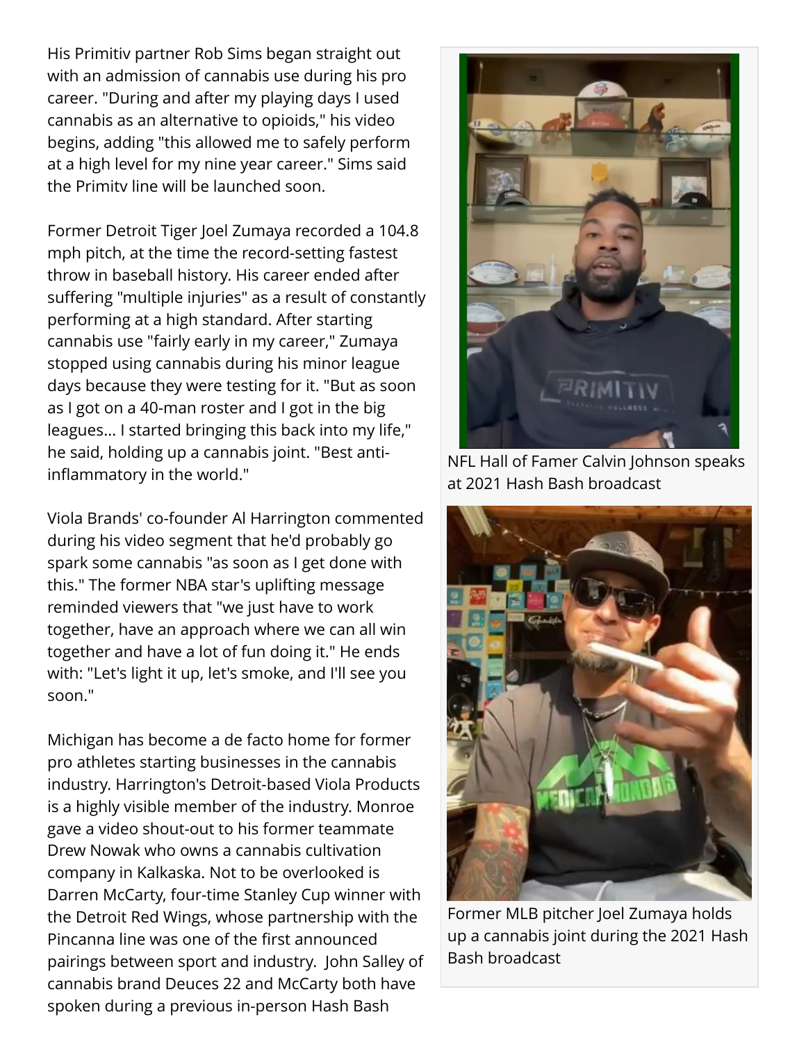His Primitiv partner Rob Sims began straight out with an admission of cannabis use during his pro career. "During and after my playing days I used cannabis as an alternative to opioids," his video begins, adding "this allowed me to safely perform at a high level for my nine year career." Sims said the Primitv line will be launched soon.

Former Detroit Tiger Joel Zumaya recorded a 104.8 mph pitch, at the time the record-setting fastest throw in baseball history. His career ended after suffering "multiple injuries" as a result of constantly performing at a high standard. After starting cannabis use "fairly early in my career," Zumaya stopped using cannabis during his minor league days because they were testing for it. "But as soon as I got on a 40-man roster and I got in the big leagues... I started bringing this back into my life," he said, holding up a cannabis joint. "Best anti-inflammatory in the world."

Viola Brands' co-founder Al Harrington commented during his video segment that he'd probably go spark some cannabis "as soon as I get done with this." The former NBA star's uplifting message reminded viewers that "we just have to work together, have an approach where we can all win together and have a lot of fun doing it." He ends with: "Let's light it up, let's smoke, and I'll see you soon."

Michigan has become a de facto home for former pro athletes starting businesses in the cannabis industry. Harrington's Detroit-based Viola Products is a highly visible member of the industry. Monroe gave a video shout-out to his former teammate Drew Nowak who owns a cannabis cultivation company in Kalkaska. Not to be overlooked is Darren McCarty, four-time Stanley Cup winner with the Detroit Red Wings, whose partnership with the Pincanna line was one of the first announced pairings between sport and industry. John Salley of cannabis brand Deuces 22 and McCarty both have spoken during a previous in-person Hash Bash

NFL Hall of Famer Calvin Johnson speaks at 2021 Hash Bash broadcast

Former MLB pitcher Joel Zumaya holds up a cannabis joint during the 2021 Hash Bash broadcast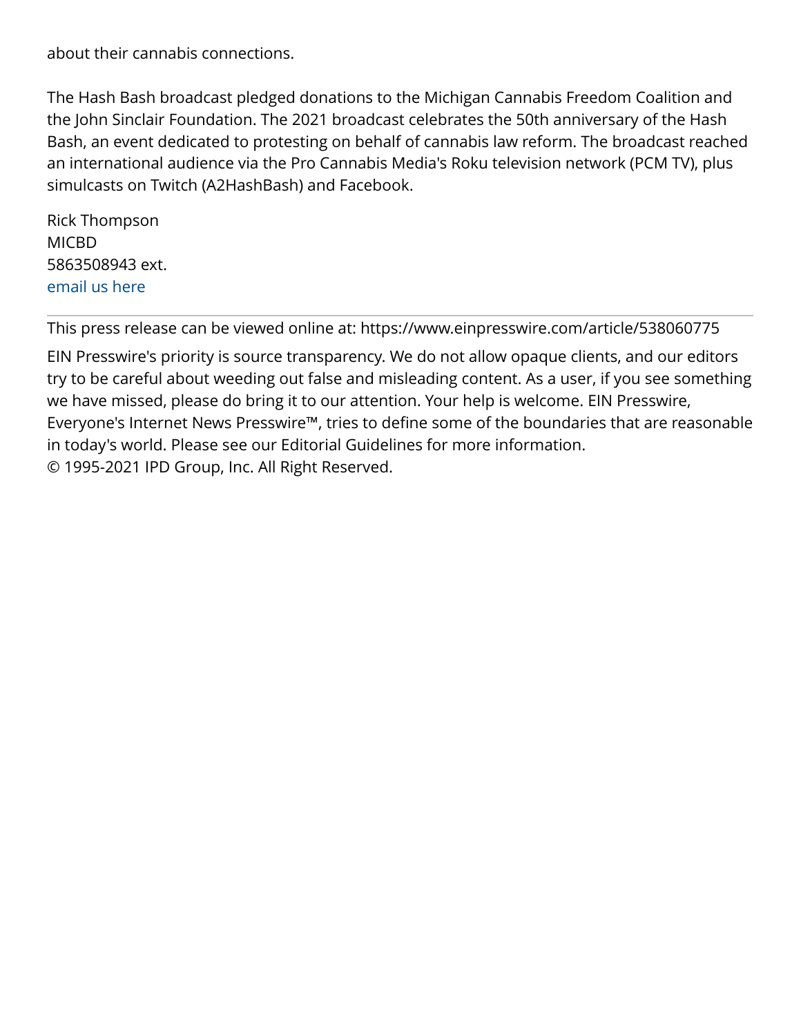about their cannabis connections.

The Hash Bash broadcast pledged donations to the Michigan Cannabis Freedom Coalition and the John Sinclair Foundation. The 2021 broadcast celebrates the 50th anniversary of the Hash Bash, an event dedicated to protesting on behalf of cannabis law reform. The broadcast reached an international audience via the Pro Cannabis Media's Roku television network (PCM TV), plus simulcasts on Twitch (A2HashBash) and Facebook.

Rick Thompson
MICBD
5863508943 ext.
email us here

---

This press release can be viewed online at: https://www.einpresswire.com/article/538060775

EIN Presswire's priority is source transparency. We do not allow opaque clients, and our editors try to be careful about weeding out false and misleading content. As a user, if you see something we have missed, please do bring it to our attention. Your help is welcome. EIN Presswire, Everyone's Internet News Presswire™, tries to define some of the boundaries that are reasonable in today's world. Please see our Editorial Guidelines for more information.
© 1995-2021 IPD Group, Inc. All Right Reserved.